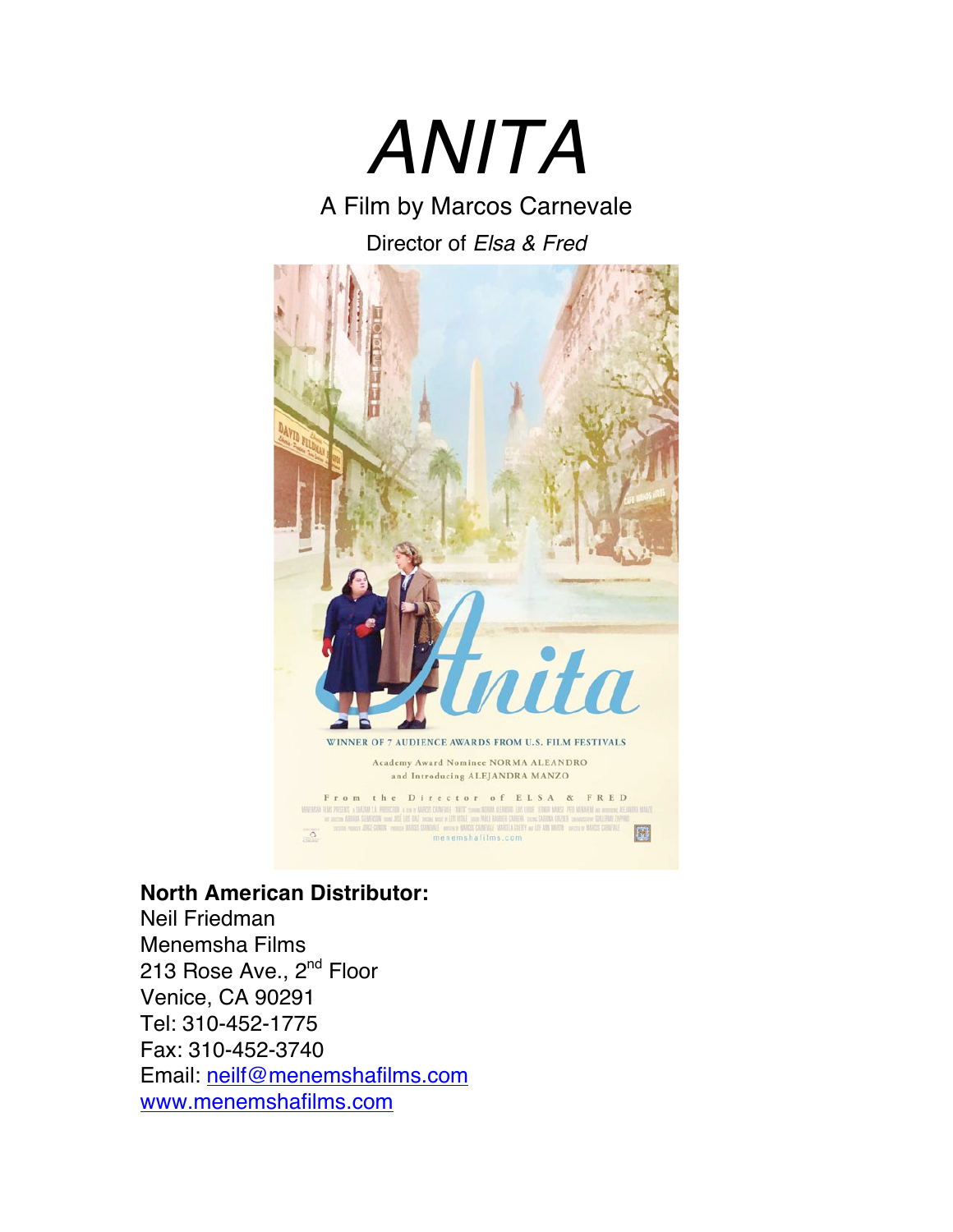# *ANITA*

A Film by Marcos Carnevale

Director of *Elsa & Fred*

**North American Distributor:**
Neil Friedman
Menemsha Films
213 Rose Ave., 2nd Floor
Venice, CA 90291
Tel: 310-452-1775
Fax: 310-452-3740
Email: neilf@menemshafilms.com
www.menemshafilms.com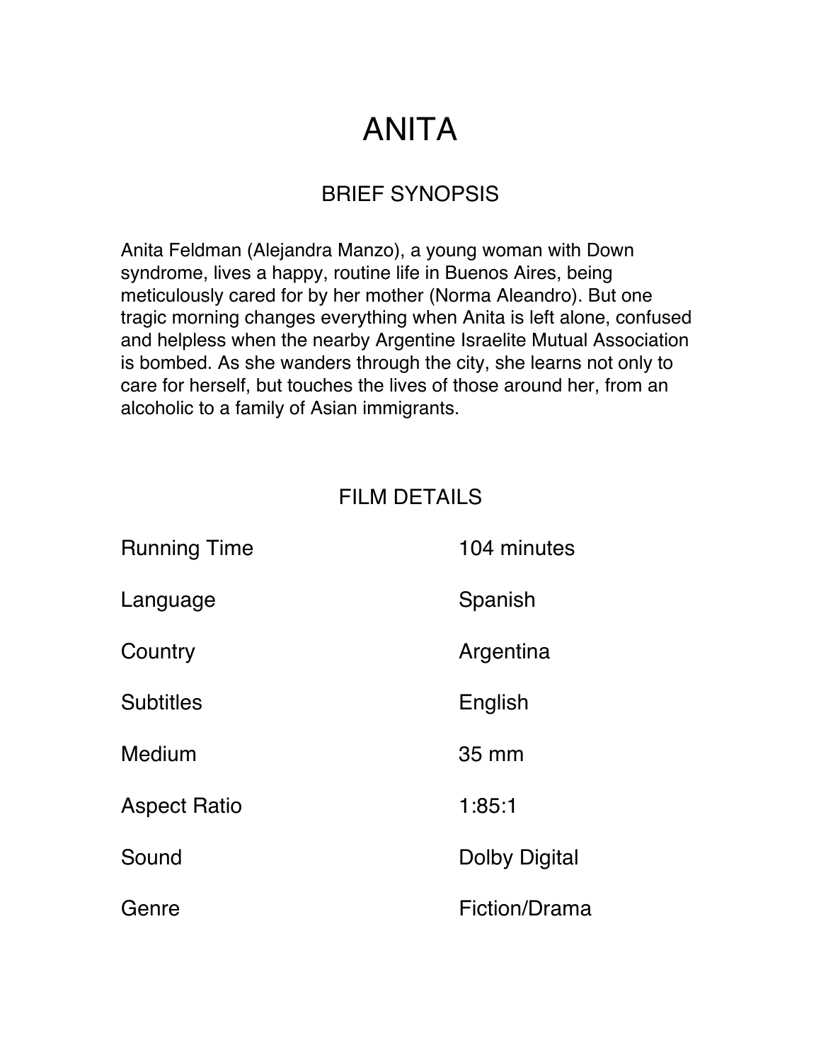# ANITA

## BRIEF SYNOPSIS

Anita Feldman (Alejandra Manzo), a young woman with Down syndrome, lives a happy, routine life in Buenos Aires, being meticulously cared for by her mother (Norma Aleandro). But one tragic morning changes everything when Anita is left alone, confused and helpless when the nearby Argentine Israelite Mutual Association is bombed. As she wanders through the city, she learns not only to care for herself, but touches the lives of those around her, from an alcoholic to a family of Asian immigrants.

## FILM DETAILS

| | |
|---|---|
| Running Time | 104 minutes |
| Language | Spanish |
| Country | Argentina |
| Subtitles | English |
| Medium | 35 mm |
| Aspect Ratio | 1:85:1 |
| Sound | Dolby Digital |
| Genre | Fiction/Drama |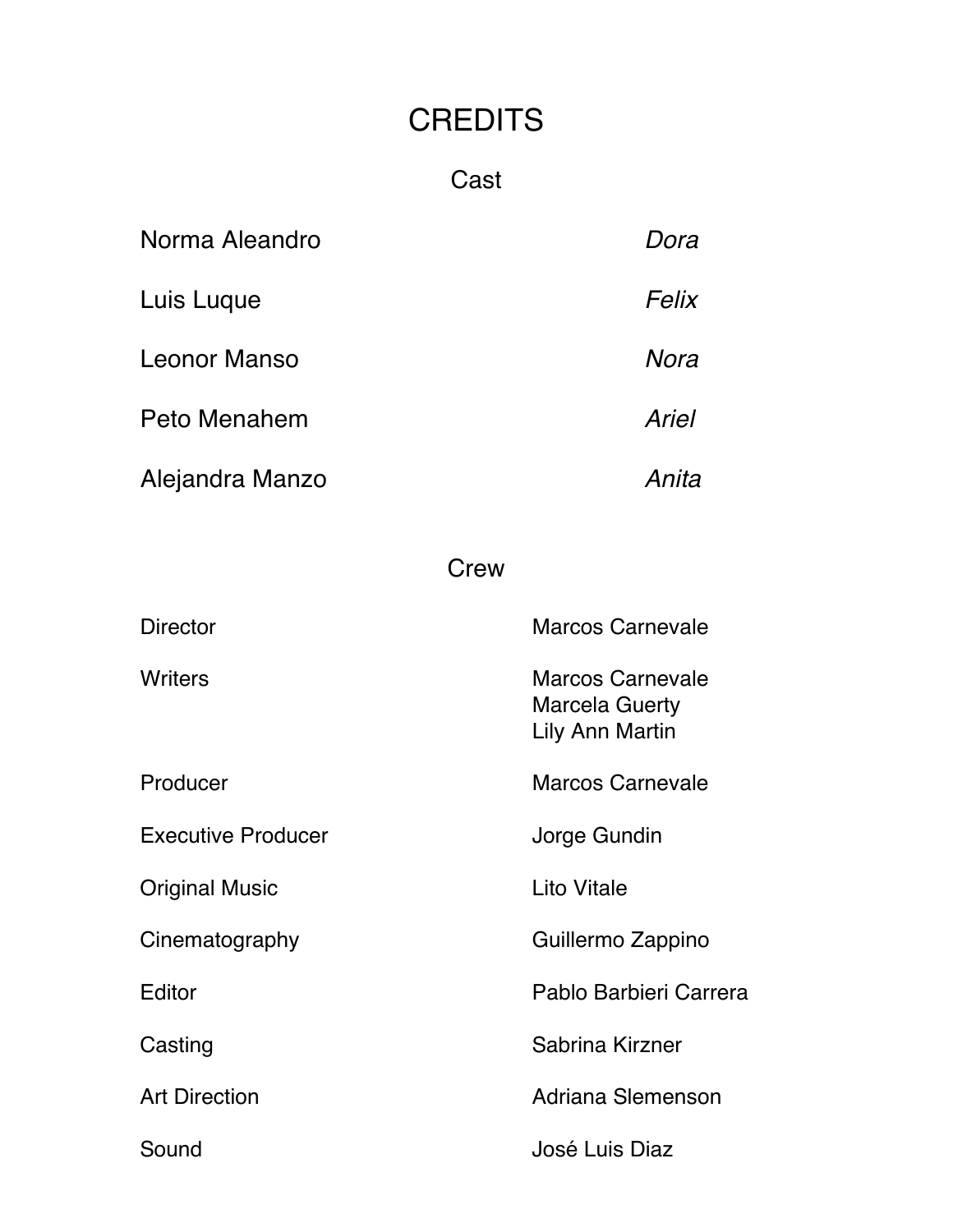# CREDITS

## Cast

| | |
|---|---|
| Norma Aleandro | *Dora* |
| Luis Luque | *Felix* |
| Leonor Manso | *Nora* |
| Peto Menahem | *Ariel* |
| Alejandra Manzo | *Anita* |

## Crew

| | |
|---|---|
| Director | Marcos Carnevale |
| Writers | Marcos Carnevale<br>Marcela Guerty<br>Lily Ann Martin |
| Producer | Marcos Carnevale |
| Executive Producer | Jorge Gundin |
| Original Music | Lito Vitale |
| Cinematography | Guillermo Zappino |
| Editor | Pablo Barbieri Carrera |
| Casting | Sabrina Kirzner |
| Art Direction | Adriana Slemenson |
| Sound | José Luis Diaz |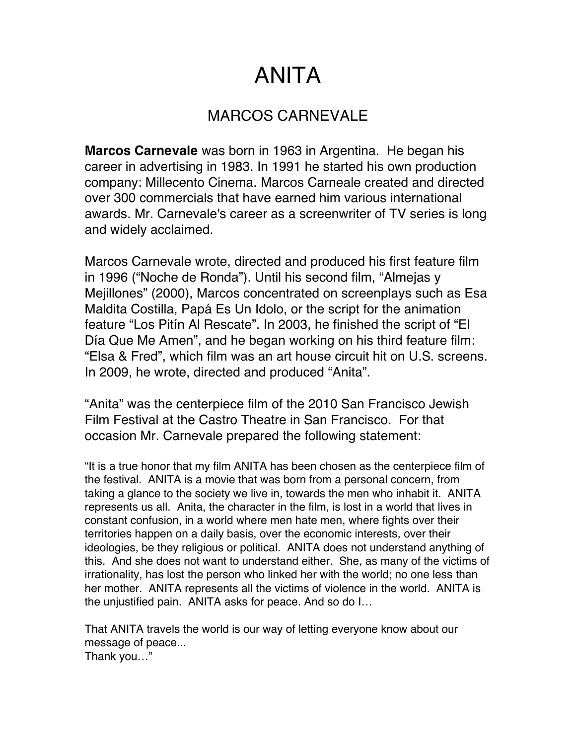# ANITA

## MARCOS CARNEVALE

**Marcos Carnevale** was born in 1963 in Argentina. He began his career in advertising in 1983. In 1991 he started his own production company: Millecento Cinema. Marcos Carneale created and directed over 300 commercials that have earned him various international awards. Mr. Carnevale's career as a screenwriter of TV series is long and widely acclaimed.

Marcos Carnevale wrote, directed and produced his first feature film in 1996 ("Noche de Ronda"). Until his second film, "Almejas y Mejillones" (2000), Marcos concentrated on screenplays such as Esa Maldita Costilla, Papá Es Un Idolo, or the script for the animation feature "Los Pitín Al Rescate". In 2003, he finished the script of "El Día Que Me Amen", and he began working on his third feature film: "Elsa & Fred", which film was an art house circuit hit on U.S. screens. In 2009, he wrote, directed and produced "Anita".

"Anita" was the centerpiece film of the 2010 San Francisco Jewish Film Festival at the Castro Theatre in San Francisco. For that occasion Mr. Carnevale prepared the following statement:

"It is a true honor that my film ANITA has been chosen as the centerpiece film of the festival. ANITA is a movie that was born from a personal concern, from taking a glance to the society we live in, towards the men who inhabit it. ANITA represents us all. Anita, the character in the film, is lost in a world that lives in constant confusion, in a world where men hate men, where fights over their territories happen on a daily basis, over the economic interests, over their ideologies, be they religious or political. ANITA does not understand anything of this. And she does not want to understand either. She, as many of the victims of irrationality, has lost the person who linked her with the world; no one less than her mother. ANITA represents all the victims of violence in the world. ANITA is the unjustified pain. ANITA asks for peace. And so do I…

That ANITA travels the world is our way of letting everyone know about our message of peace...
Thank you…"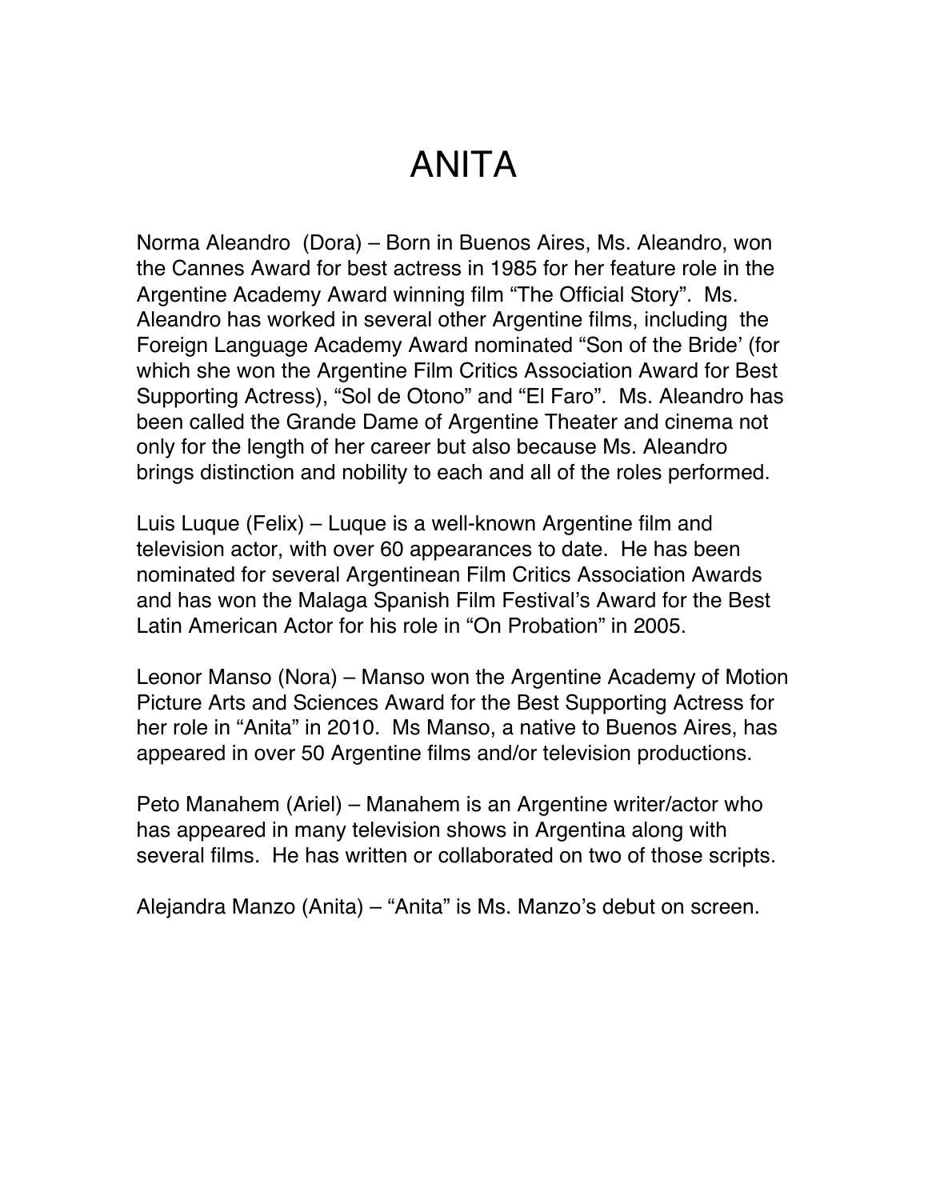# ANITA

Norma Aleandro (Dora) – Born in Buenos Aires, Ms. Aleandro, won the Cannes Award for best actress in 1985 for her feature role in the Argentine Academy Award winning film "The Official Story". Ms. Aleandro has worked in several other Argentine films, including the Foreign Language Academy Award nominated "Son of the Bride' (for which she won the Argentine Film Critics Association Award for Best Supporting Actress), "Sol de Otono" and "El Faro". Ms. Aleandro has been called the Grande Dame of Argentine Theater and cinema not only for the length of her career but also because Ms. Aleandro brings distinction and nobility to each and all of the roles performed.

Luis Luque (Felix) – Luque is a well-known Argentine film and television actor, with over 60 appearances to date. He has been nominated for several Argentinean Film Critics Association Awards and has won the Malaga Spanish Film Festival's Award for the Best Latin American Actor for his role in "On Probation" in 2005.

Leonor Manso (Nora) – Manso won the Argentine Academy of Motion Picture Arts and Sciences Award for the Best Supporting Actress for her role in "Anita" in 2010. Ms Manso, a native to Buenos Aires, has appeared in over 50 Argentine films and/or television productions.

Peto Manahem (Ariel) – Manahem is an Argentine writer/actor who has appeared in many television shows in Argentina along with several films. He has written or collaborated on two of those scripts.

Alejandra Manzo (Anita) – "Anita" is Ms. Manzo's debut on screen.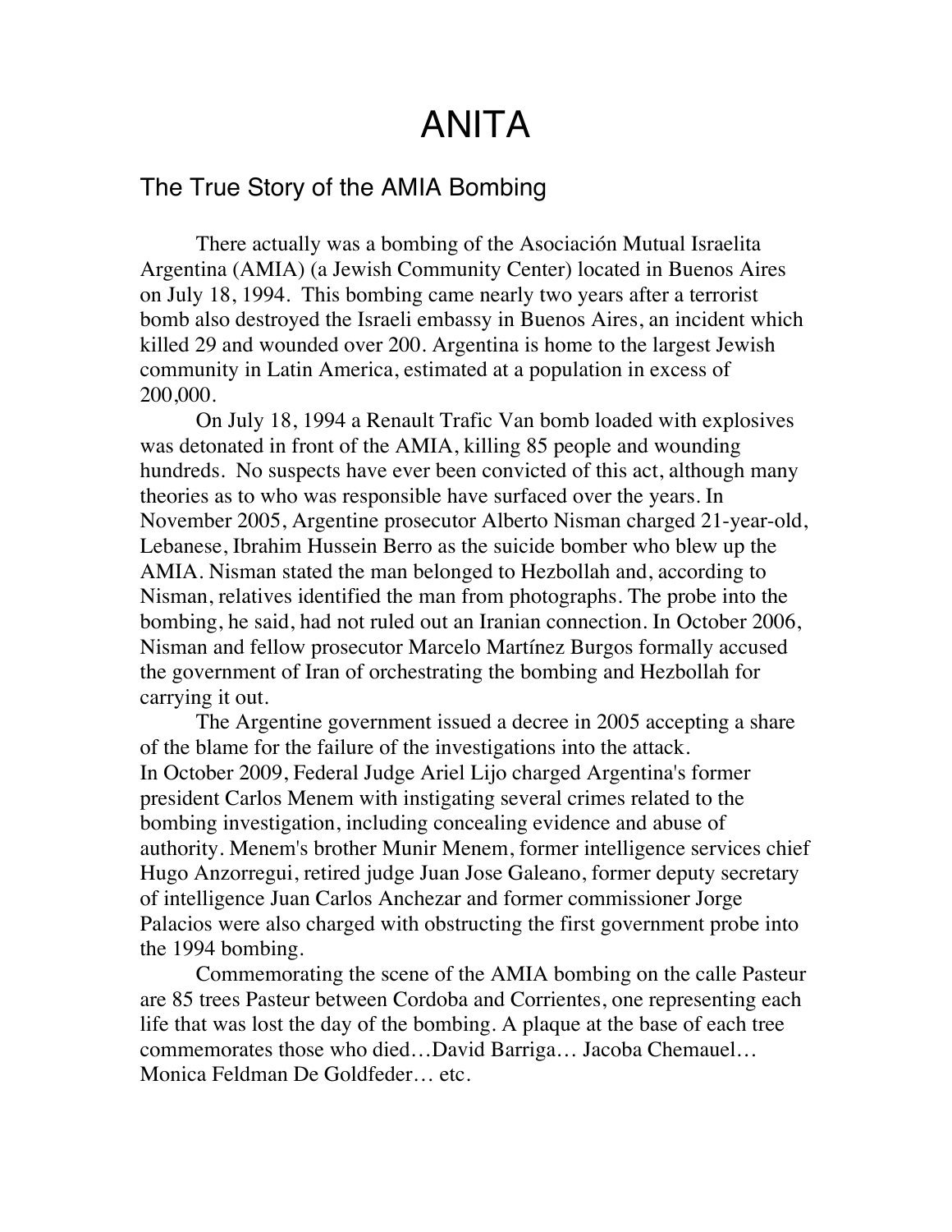# ANITA

## The True Story of the AMIA Bombing

There actually was a bombing of the Asociación Mutual Israelita Argentina (AMIA) (a Jewish Community Center) located in Buenos Aires on July 18, 1994. This bombing came nearly two years after a terrorist bomb also destroyed the Israeli embassy in Buenos Aires, an incident which killed 29 and wounded over 200. Argentina is home to the largest Jewish community in Latin America, estimated at a population in excess of 200,000.

On July 18, 1994 a Renault Trafic Van bomb loaded with explosives was detonated in front of the AMIA, killing 85 people and wounding hundreds. No suspects have ever been convicted of this act, although many theories as to who was responsible have surfaced over the years. In November 2005, Argentine prosecutor Alberto Nisman charged 21-year-old, Lebanese, Ibrahim Hussein Berro as the suicide bomber who blew up the AMIA. Nisman stated the man belonged to Hezbollah and, according to Nisman, relatives identified the man from photographs. The probe into the bombing, he said, had not ruled out an Iranian connection. In October 2006, Nisman and fellow prosecutor Marcelo Martínez Burgos formally accused the government of Iran of orchestrating the bombing and Hezbollah for carrying it out.

The Argentine government issued a decree in 2005 accepting a share of the blame for the failure of the investigations into the attack. In October 2009, Federal Judge Ariel Lijo charged Argentina's former president Carlos Menem with instigating several crimes related to the bombing investigation, including concealing evidence and abuse of authority. Menem's brother Munir Menem, former intelligence services chief Hugo Anzorregui, retired judge Juan Jose Galeano, former deputy secretary of intelligence Juan Carlos Anchezar and former commissioner Jorge Palacios were also charged with obstructing the first government probe into the 1994 bombing.

Commemorating the scene of the AMIA bombing on the calle Pasteur are 85 trees Pasteur between Cordoba and Corrientes, one representing each life that was lost the day of the bombing. A plaque at the base of each tree commemorates those who died…David Barriga… Jacoba Chemauel… Monica Feldman De Goldfeder… etc.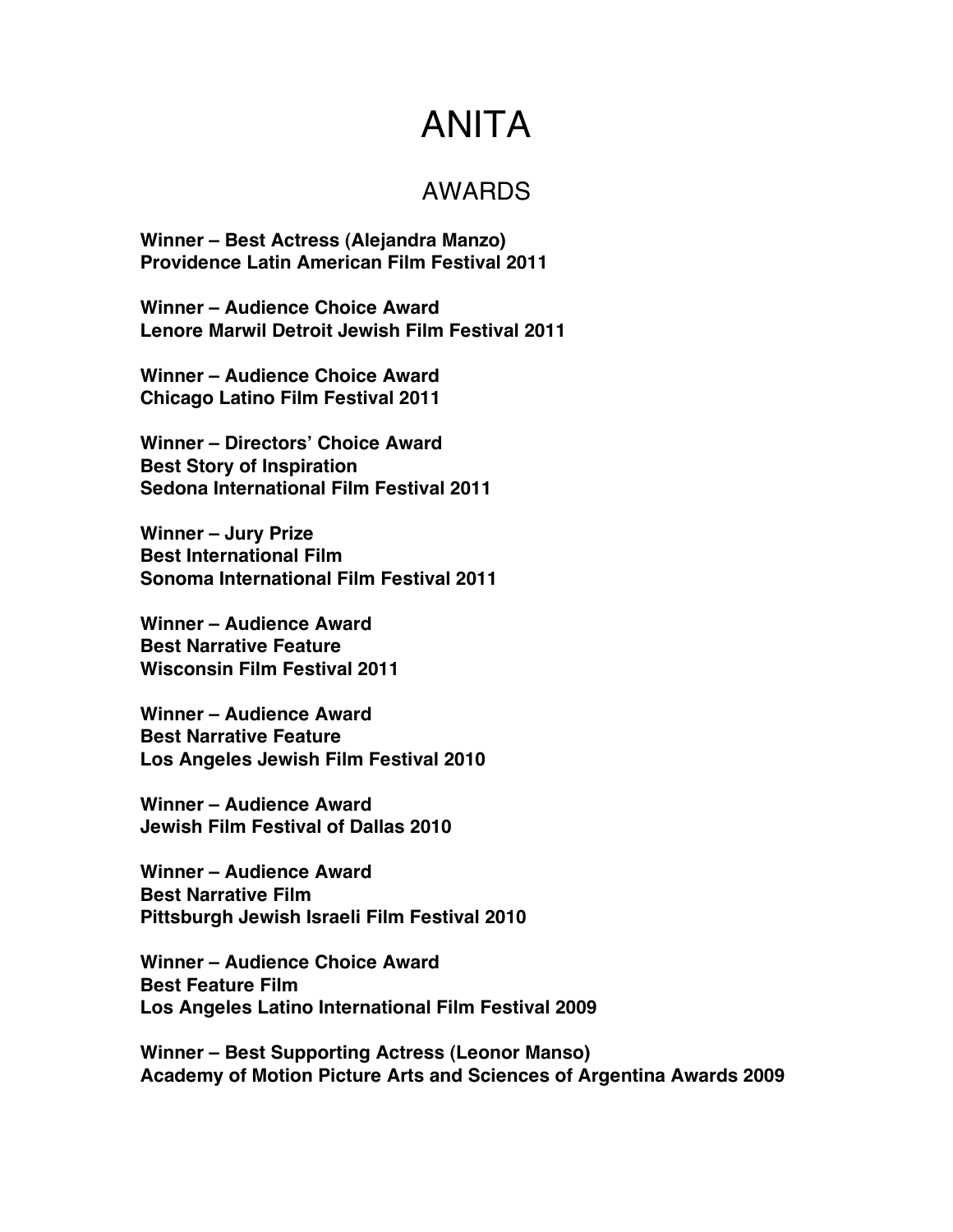# ANITA

## AWARDS

**Winner – Best Actress (Alejandra Manzo)**
**Providence Latin American Film Festival 2011**

**Winner – Audience Choice Award**
**Lenore Marwil Detroit Jewish Film Festival 2011**

**Winner – Audience Choice Award**
**Chicago Latino Film Festival 2011**

**Winner – Directors' Choice Award**
**Best Story of Inspiration**
**Sedona International Film Festival 2011**

**Winner – Jury Prize**
**Best International Film**
**Sonoma International Film Festival 2011**

**Winner – Audience Award**
**Best Narrative Feature**
**Wisconsin Film Festival 2011**

**Winner – Audience Award**
**Best Narrative Feature**
**Los Angeles Jewish Film Festival 2010**

**Winner – Audience Award**
**Jewish Film Festival of Dallas 2010**

**Winner – Audience Award**
**Best Narrative Film**
**Pittsburgh Jewish Israeli Film Festival 2010**

**Winner – Audience Choice Award**
**Best Feature Film**
**Los Angeles Latino International Film Festival 2009**

**Winner – Best Supporting Actress (Leonor Manso)**
**Academy of Motion Picture Arts and Sciences of Argentina Awards 2009**